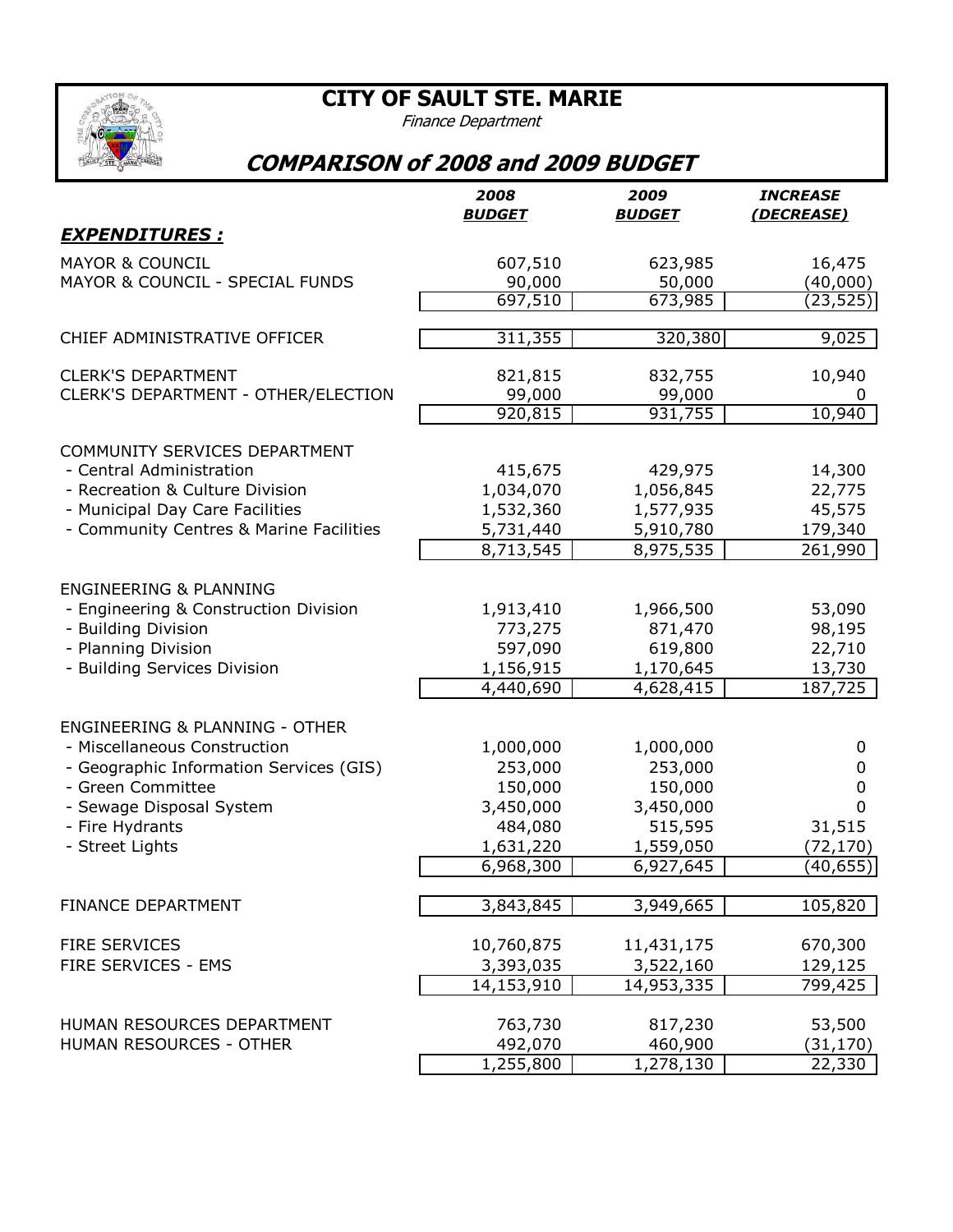# CITY OF SAULT STE. MARIE

*Finance Department*

## *COMPARISON of 2008 and 2009 BUDGET*

| | 2008 BUDGET | 2009 BUDGET | INCREASE (DECREASE) |
|---|---|---|---|
| ***EXPENDITURES :*** | | | |
| MAYOR & COUNCIL | 607,510 | 623,985 | 16,475 |
| MAYOR & COUNCIL - SPECIAL FUNDS | 90,000 | 50,000 | (40,000) |
| | 697,510 | 673,985 | (23,525) |
| CHIEF ADMINISTRATIVE OFFICER | 311,355 | 320,380 | 9,025 |
| CLERK'S DEPARTMENT | 821,815 | 832,755 | 10,940 |
| CLERK'S DEPARTMENT - OTHER/ELECTION | 99,000 | 99,000 | 0 |
| | 920,815 | 931,755 | 10,940 |
| COMMUNITY SERVICES DEPARTMENT | | | |
| - Central Administration | 415,675 | 429,975 | 14,300 |
| - Recreation & Culture Division | 1,034,070 | 1,056,845 | 22,775 |
| - Municipal Day Care Facilities | 1,532,360 | 1,577,935 | 45,575 |
| - Community Centres & Marine Facilities | 5,731,440 | 5,910,780 | 179,340 |
| | 8,713,545 | 8,975,535 | 261,990 |
| ENGINEERING & PLANNING | | | |
| - Engineering & Construction Division | 1,913,410 | 1,966,500 | 53,090 |
| - Building Division | 773,275 | 871,470 | 98,195 |
| - Planning Division | 597,090 | 619,800 | 22,710 |
| - Building Services Division | 1,156,915 | 1,170,645 | 13,730 |
| | 4,440,690 | 4,628,415 | 187,725 |
| ENGINEERING & PLANNING - OTHER | | | |
| - Miscellaneous Construction | 1,000,000 | 1,000,000 | 0 |
| - Geographic Information Services (GIS) | 253,000 | 253,000 | 0 |
| - Green Committee | 150,000 | 150,000 | 0 |
| - Sewage Disposal System | 3,450,000 | 3,450,000 | 0 |
| - Fire Hydrants | 484,080 | 515,595 | 31,515 |
| - Street Lights | 1,631,220 | 1,559,050 | (72,170) |
| | 6,968,300 | 6,927,645 | (40,655) |
| FINANCE DEPARTMENT | 3,843,845 | 3,949,665 | 105,820 |
| FIRE SERVICES | 10,760,875 | 11,431,175 | 670,300 |
| FIRE SERVICES - EMS | 3,393,035 | 3,522,160 | 129,125 |
| | 14,153,910 | 14,953,335 | 799,425 |
| HUMAN RESOURCES DEPARTMENT | 763,730 | 817,230 | 53,500 |
| HUMAN RESOURCES - OTHER | 492,070 | 460,900 | (31,170) |
| | 1,255,800 | 1,278,130 | 22,330 |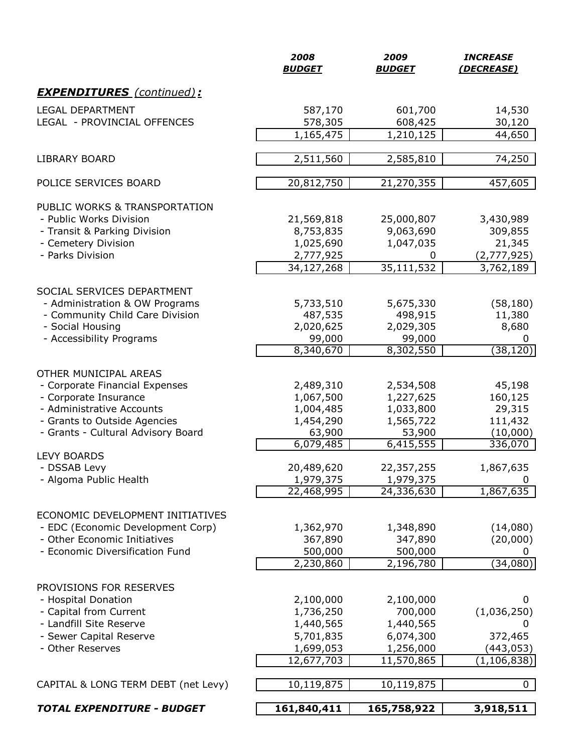| | 2008 BUDGET | 2009 BUDGET | INCREASE (DECREASE) |
|---|---|---|---|
| ***EXPENDITURES** (continued)**:*** | | | |
| LEGAL DEPARTMENT | 587,170 | 601,700 | 14,530 |
| LEGAL - PROVINCIAL OFFENCES | 578,305 | 608,425 | 30,120 |
| | 1,165,475 | 1,210,125 | 44,650 |
| LIBRARY BOARD | 2,511,560 | 2,585,810 | 74,250 |
| POLICE SERVICES BOARD | 20,812,750 | 21,270,355 | 457,605 |
| PUBLIC WORKS & TRANSPORTATION | | | |
| - Public Works Division | 21,569,818 | 25,000,807 | 3,430,989 |
| - Transit & Parking Division | 8,753,835 | 9,063,690 | 309,855 |
| - Cemetery Division | 1,025,690 | 1,047,035 | 21,345 |
| - Parks Division | 2,777,925 | 0 | (2,777,925) |
| | 34,127,268 | 35,111,532 | 3,762,189 |
| SOCIAL SERVICES DEPARTMENT | | | |
| - Administration & OW Programs | 5,733,510 | 5,675,330 | (58,180) |
| - Community Child Care Division | 487,535 | 498,915 | 11,380 |
| - Social Housing | 2,020,625 | 2,029,305 | 8,680 |
| - Accessibility Programs | 99,000 | 99,000 | 0 |
| | 8,340,670 | 8,302,550 | (38,120) |
| OTHER MUNICIPAL AREAS | | | |
| - Corporate Financial Expenses | 2,489,310 | 2,534,508 | 45,198 |
| - Corporate Insurance | 1,067,500 | 1,227,625 | 160,125 |
| - Administrative Accounts | 1,004,485 | 1,033,800 | 29,315 |
| - Grants to Outside Agencies | 1,454,290 | 1,565,722 | 111,432 |
| - Grants - Cultural Advisory Board | 63,900 | 53,900 | (10,000) |
| | 6,079,485 | 6,415,555 | 336,070 |
| LEVY BOARDS | | | |
| - DSSAB Levy | 20,489,620 | 22,357,255 | 1,867,635 |
| - Algoma Public Health | 1,979,375 | 1,979,375 | 0 |
| | 22,468,995 | 24,336,630 | 1,867,635 |
| ECONOMIC DEVELOPMENT INITIATIVES | | | |
| - EDC (Economic Development Corp) | 1,362,970 | 1,348,890 | (14,080) |
| - Other Economic Initiatives | 367,890 | 347,890 | (20,000) |
| - Economic Diversification Fund | 500,000 | 500,000 | 0 |
| | 2,230,860 | 2,196,780 | (34,080) |
| PROVISIONS FOR RESERVES | | | |
| - Hospital Donation | 2,100,000 | 2,100,000 | 0 |
| - Capital from Current | 1,736,250 | 700,000 | (1,036,250) |
| - Landfill Site Reserve | 1,440,565 | 1,440,565 | 0 |
| - Sewer Capital Reserve | 5,701,835 | 6,074,300 | 372,465 |
| - Other Reserves | 1,699,053 | 1,256,000 | (443,053) |
| | 12,677,703 | 11,570,865 | (1,106,838) |
| CAPITAL & LONG TERM DEBT (net Levy) | 10,119,875 | 10,119,875 | 0 |
| ***TOTAL EXPENDITURE - BUDGET*** | **161,840,411** | **165,758,922** | **3,918,511** |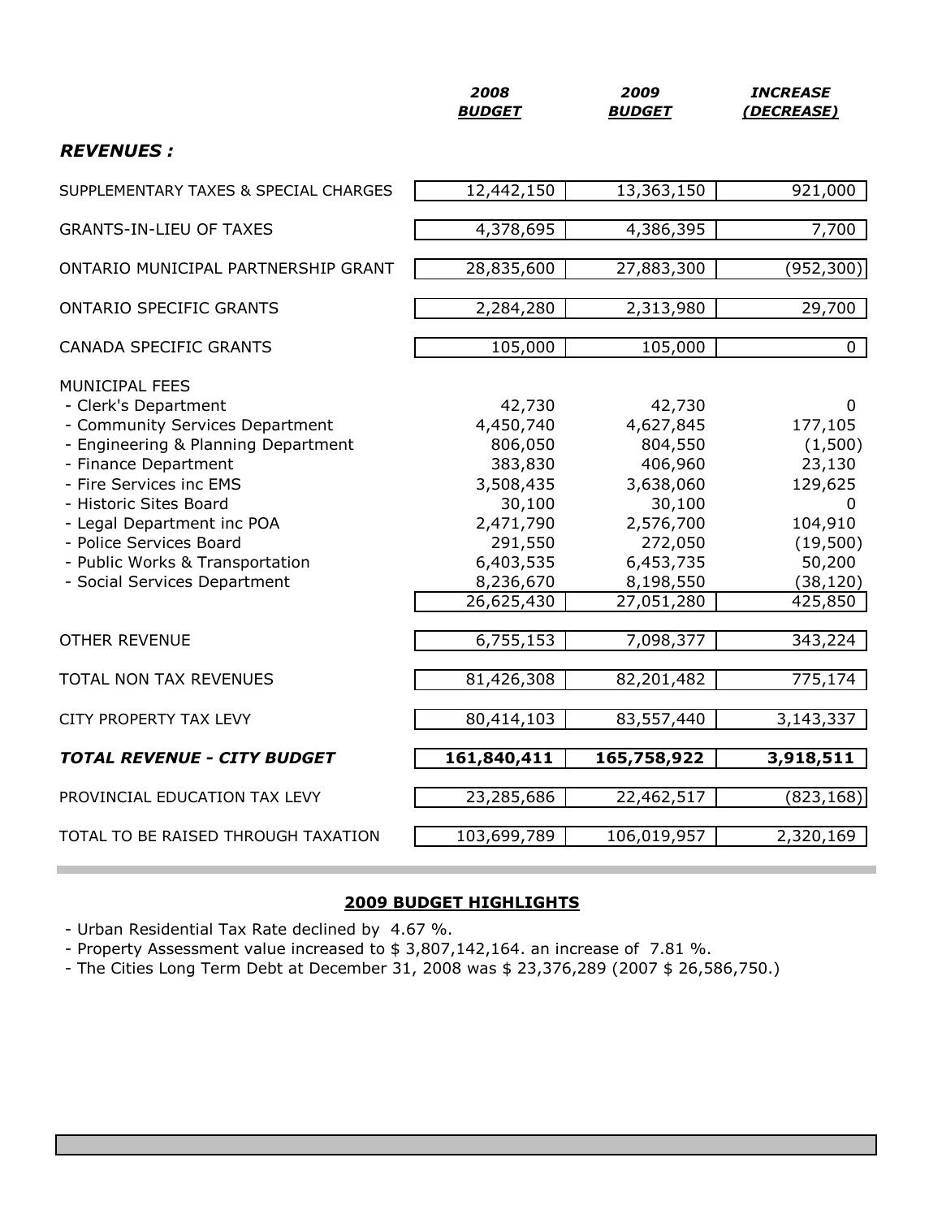| | 2008 BUDGET | 2009 BUDGET | INCREASE (DECREASE) |
|---|---|---|---|
| ***REVENUES :*** | | | |
| SUPPLEMENTARY TAXES & SPECIAL CHARGES | 12,442,150 | 13,363,150 | 921,000 |
| GRANTS-IN-LIEU OF TAXES | 4,378,695 | 4,386,395 | 7,700 |
| ONTARIO MUNICIPAL PARTNERSHIP GRANT | 28,835,600 | 27,883,300 | (952,300) |
| ONTARIO SPECIFIC GRANTS | 2,284,280 | 2,313,980 | 29,700 |
| CANADA SPECIFIC GRANTS | 105,000 | 105,000 | 0 |
| MUNICIPAL FEES | | | |
| - Clerk's Department | 42,730 | 42,730 | 0 |
| - Community Services Department | 4,450,740 | 4,627,845 | 177,105 |
| - Engineering & Planning Department | 806,050 | 804,550 | (1,500) |
| - Finance Department | 383,830 | 406,960 | 23,130 |
| - Fire Services inc EMS | 3,508,435 | 3,638,060 | 129,625 |
| - Historic Sites Board | 30,100 | 30,100 | 0 |
| - Legal Department inc POA | 2,471,790 | 2,576,700 | 104,910 |
| - Police Services Board | 291,550 | 272,050 | (19,500) |
| - Public Works & Transportation | 6,403,535 | 6,453,735 | 50,200 |
| - Social Services Department | 8,236,670 | 8,198,550 | (38,120) |
| | 26,625,430 | 27,051,280 | 425,850 |
| OTHER REVENUE | 6,755,153 | 7,098,377 | 343,224 |
| TOTAL NON TAX REVENUES | 81,426,308 | 82,201,482 | 775,174 |
| CITY PROPERTY TAX LEVY | 80,414,103 | 83,557,440 | 3,143,337 |
| ***TOTAL REVENUE - CITY BUDGET*** | **161,840,411** | **165,758,922** | **3,918,511** |
| PROVINCIAL EDUCATION TAX LEVY | 23,285,686 | 22,462,517 | (823,168) |
| TOTAL TO BE RAISED THROUGH TAXATION | 103,699,789 | 106,019,957 | 2,320,169 |

## 2009 BUDGET HIGHLIGHTS

- Urban Residential Tax Rate declined by 4.67 %.
- Property Assessment value increased to $ 3,807,142,164. an increase of 7.81 %.
- The Cities Long Term Debt at December 31, 2008 was $ 23,376,289 (2007 $ 26,586,750.)